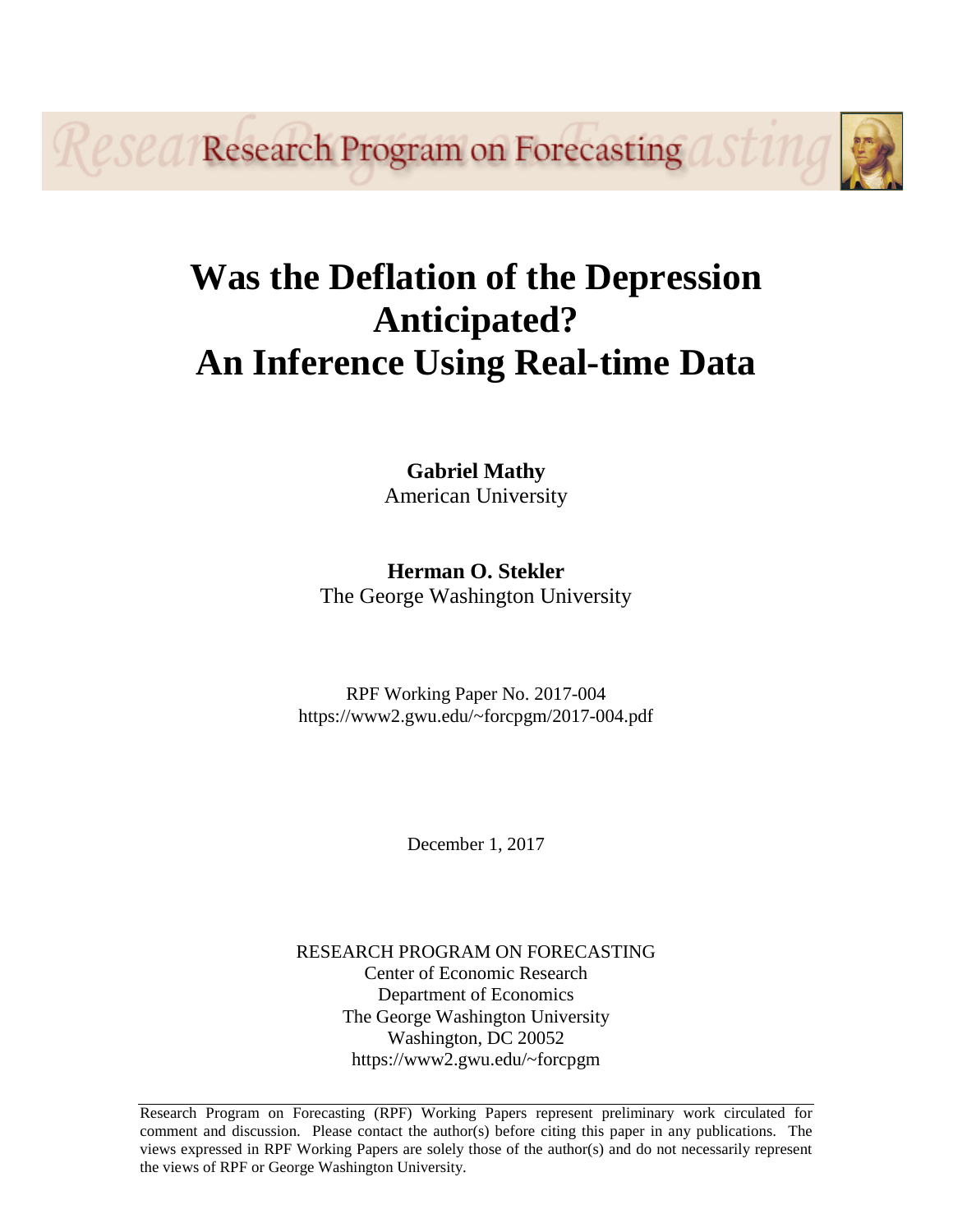Research Program on Forecasting

# Was the Deflation of the Depression Anticipated? An Inference Using Real-time Data

**Gabriel Mathy**
American University

**Herman O. Stekler**
The George Washington University

RPF Working Paper No. 2017-004
https://www2.gwu.edu/~forcpgm/2017-004.pdf

December 1, 2017

RESEARCH PROGRAM ON FORECASTING
Center of Economic Research
Department of Economics
The George Washington University
Washington, DC 20052
https://www2.gwu.edu/~forcpgm

---

Research Program on Forecasting (RPF) Working Papers represent preliminary work circulated for comment and discussion. Please contact the author(s) before citing this paper in any publications. The views expressed in RPF Working Papers are solely those of the author(s) and do not necessarily represent the views of RPF or George Washington University.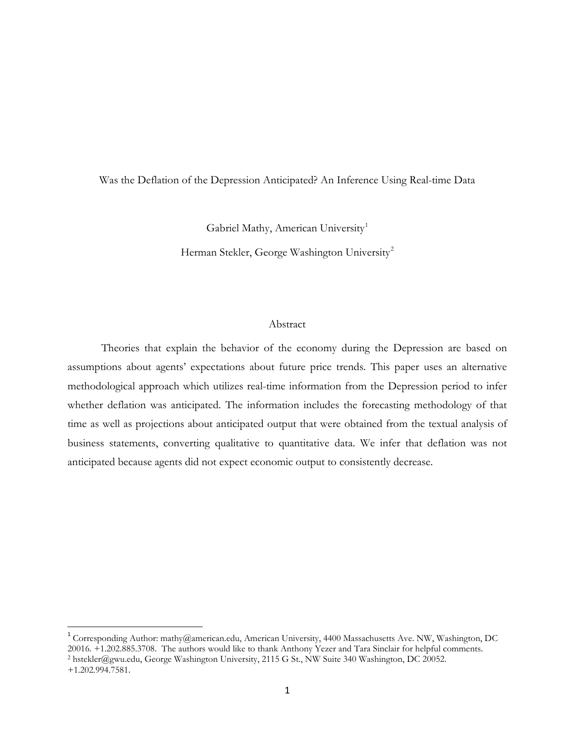# Was the Deflation of the Depression Anticipated? An Inference Using Real-time Data

Gabriel Mathy, American University[1]

Herman Stekler, George Washington University[2]

## Abstract

Theories that explain the behavior of the economy during the Depression are based on assumptions about agents' expectations about future price trends. This paper uses an alternative methodological approach which utilizes real-time information from the Depression period to infer whether deflation was anticipated. The information includes the forecasting methodology of that time as well as projections about anticipated output that were obtained from the textual analysis of business statements, converting qualitative to quantitative data. We infer that deflation was not anticipated because agents did not expect economic output to consistently decrease.

---

[1] Corresponding Author: mathy@american.edu, American University, 4400 Massachusetts Ave. NW, Washington, DC 20016. +1.202.885.3708. The authors would like to thank Anthony Yezer and Tara Sinclair for helpful comments.

[2] hstekler@gwu.edu, George Washington University, 2115 G St., NW Suite 340 Washington, DC 20052. +1.202.994.7581.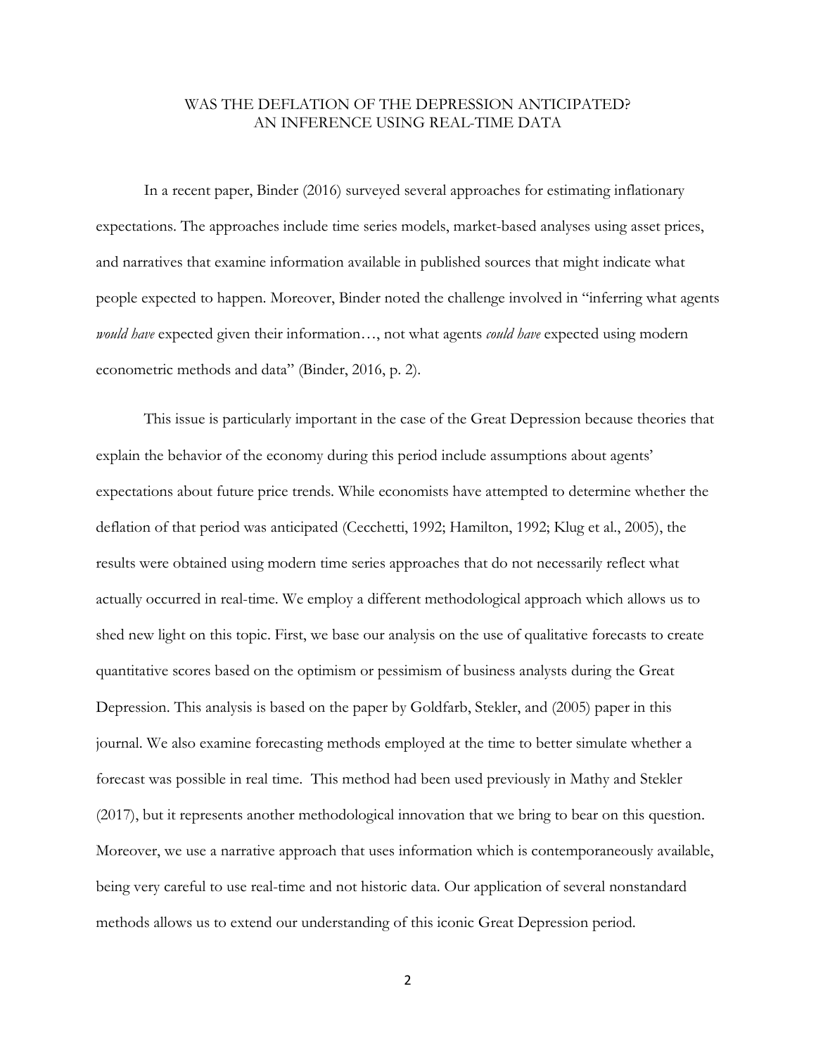# WAS THE DEFLATION OF THE DEPRESSION ANTICIPATED? AN INFERENCE USING REAL-TIME DATA

In a recent paper, Binder (2016) surveyed several approaches for estimating inflationary expectations. The approaches include time series models, market-based analyses using asset prices, and narratives that examine information available in published sources that might indicate what people expected to happen. Moreover, Binder noted the challenge involved in "inferring what agents *would have* expected given their information…, not what agents *could have* expected using modern econometric methods and data" (Binder, 2016, p. 2).

This issue is particularly important in the case of the Great Depression because theories that explain the behavior of the economy during this period include assumptions about agents' expectations about future price trends. While economists have attempted to determine whether the deflation of that period was anticipated (Cecchetti, 1992; Hamilton, 1992; Klug et al., 2005), the results were obtained using modern time series approaches that do not necessarily reflect what actually occurred in real-time. We employ a different methodological approach which allows us to shed new light on this topic. First, we base our analysis on the use of qualitative forecasts to create quantitative scores based on the optimism or pessimism of business analysts during the Great Depression. This analysis is based on the paper by Goldfarb, Stekler, and (2005) paper in this journal. We also examine forecasting methods employed at the time to better simulate whether a forecast was possible in real time. This method had been used previously in Mathy and Stekler (2017), but it represents another methodological innovation that we bring to bear on this question. Moreover, we use a narrative approach that uses information which is contemporaneously available, being very careful to use real-time and not historic data. Our application of several nonstandard methods allows us to extend our understanding of this iconic Great Depression period.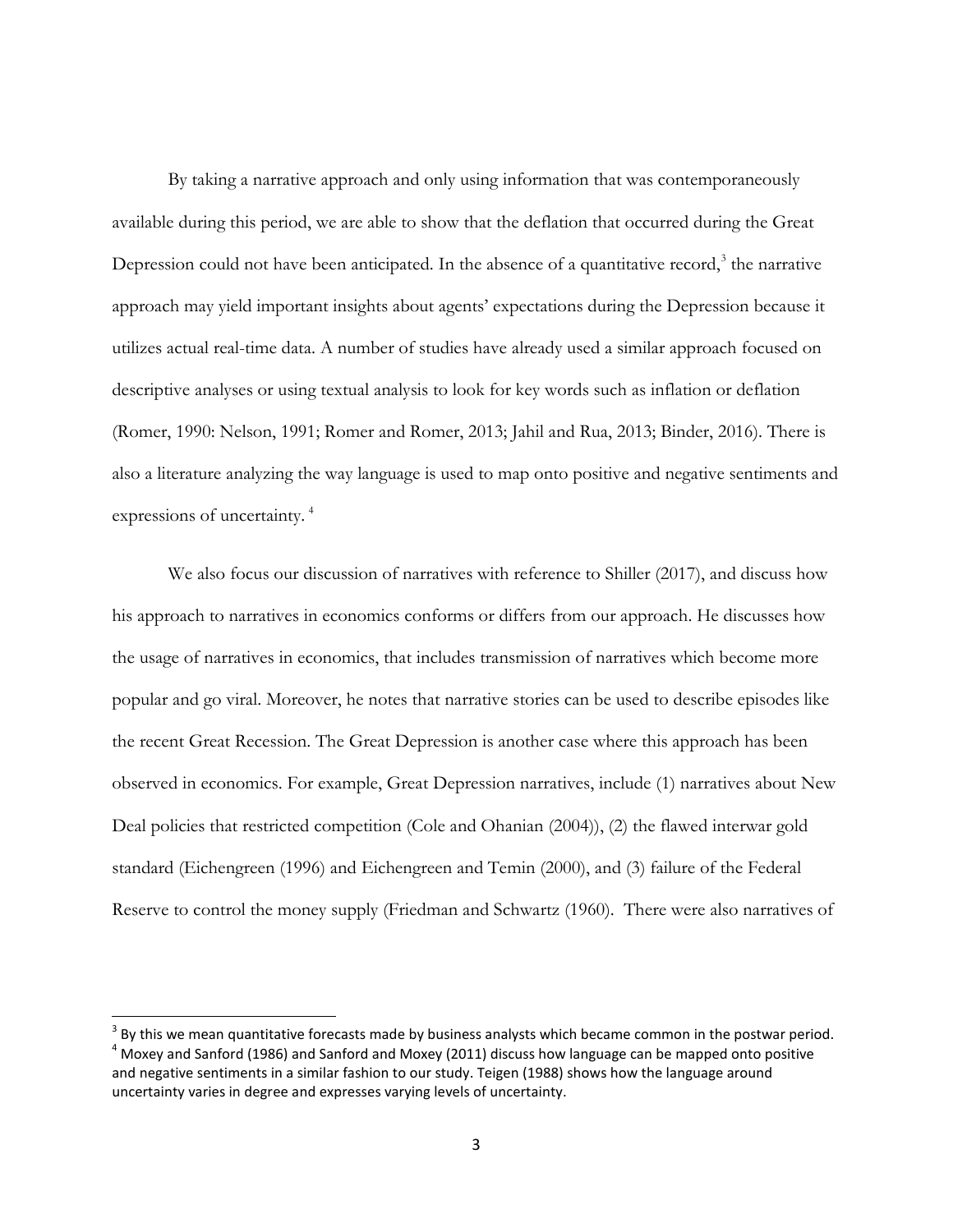By taking a narrative approach and only using information that was contemporaneously available during this period, we are able to show that the deflation that occurred during the Great Depression could not have been anticipated. In the absence of a quantitative record,[3] the narrative approach may yield important insights about agents' expectations during the Depression because it utilizes actual real-time data. A number of studies have already used a similar approach focused on descriptive analyses or using textual analysis to look for key words such as inflation or deflation (Romer, 1990: Nelson, 1991; Romer and Romer, 2013; Jahil and Rua, 2013; Binder, 2016). There is also a literature analyzing the way language is used to map onto positive and negative sentiments and expressions of uncertainty. [4]

We also focus our discussion of narratives with reference to Shiller (2017), and discuss how his approach to narratives in economics conforms or differs from our approach. He discusses how the usage of narratives in economics, that includes transmission of narratives which become more popular and go viral. Moreover, he notes that narrative stories can be used to describe episodes like the recent Great Recession. The Great Depression is another case where this approach has been observed in economics. For example, Great Depression narratives, include (1) narratives about New Deal policies that restricted competition (Cole and Ohanian (2004)), (2) the flawed interwar gold standard (Eichengreen (1996) and Eichengreen and Temin (2000), and (3) failure of the Federal Reserve to control the money supply (Friedman and Schwartz (1960). There were also narratives of

---

[3] By this we mean quantitative forecasts made by business analysts which became common in the postwar period.

[4] Moxey and Sanford (1986) and Sanford and Moxey (2011) discuss how language can be mapped onto positive and negative sentiments in a similar fashion to our study. Teigen (1988) shows how the language around uncertainty varies in degree and expresses varying levels of uncertainty.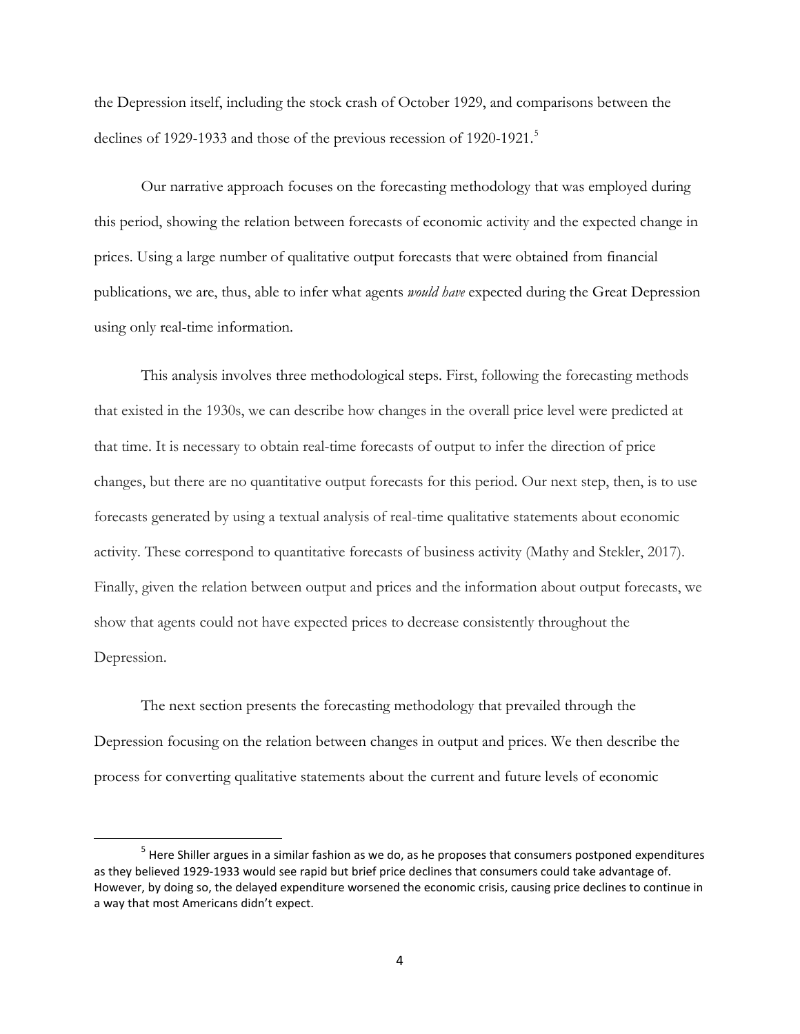the Depression itself, including the stock crash of October 1929, and comparisons between the declines of 1929-1933 and those of the previous recession of 1920-1921.[5]

Our narrative approach focuses on the forecasting methodology that was employed during this period, showing the relation between forecasts of economic activity and the expected change in prices. Using a large number of qualitative output forecasts that were obtained from financial publications, we are, thus, able to infer what agents *would have* expected during the Great Depression using only real-time information.

This analysis involves three methodological steps. First, following the forecasting methods that existed in the 1930s, we can describe how changes in the overall price level were predicted at that time. It is necessary to obtain real-time forecasts of output to infer the direction of price changes, but there are no quantitative output forecasts for this period. Our next step, then, is to use forecasts generated by using a textual analysis of real-time qualitative statements about economic activity. These correspond to quantitative forecasts of business activity (Mathy and Stekler, 2017). Finally, given the relation between output and prices and the information about output forecasts, we show that agents could not have expected prices to decrease consistently throughout the Depression.

The next section presents the forecasting methodology that prevailed through the Depression focusing on the relation between changes in output and prices. We then describe the process for converting qualitative statements about the current and future levels of economic

[5] Here Shiller argues in a similar fashion as we do, as he proposes that consumers postponed expenditures as they believed 1929-1933 would see rapid but brief price declines that consumers could take advantage of. However, by doing so, the delayed expenditure worsened the economic crisis, causing price declines to continue in a way that most Americans didn't expect.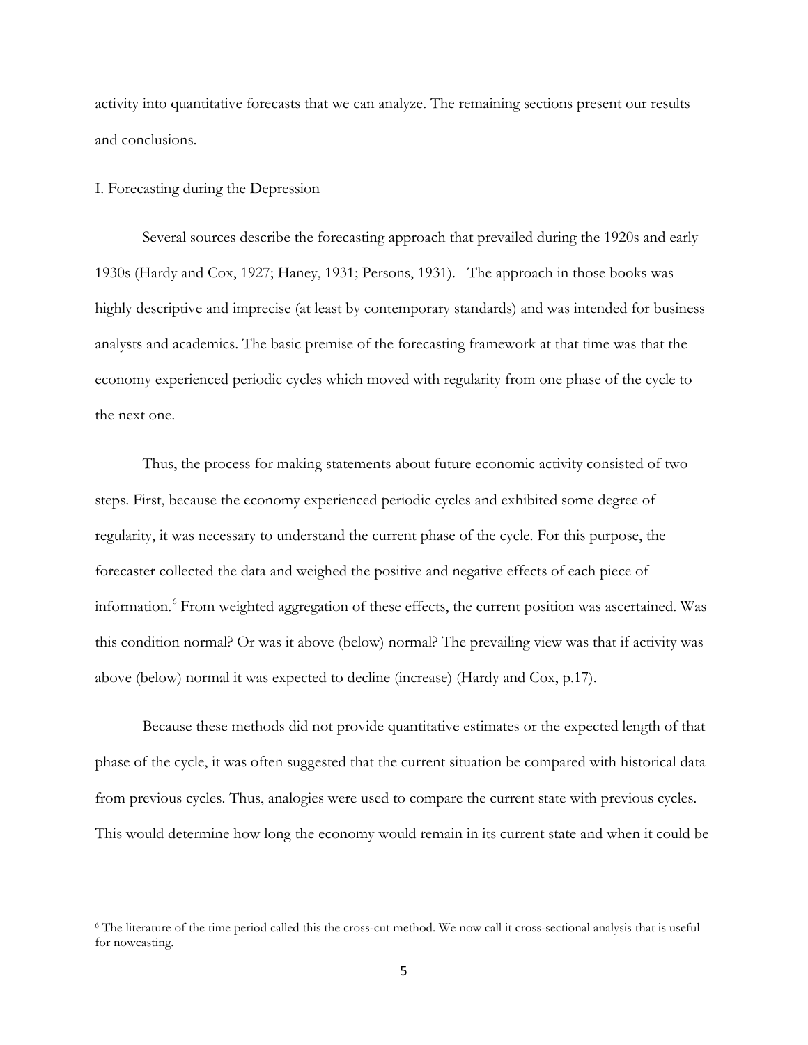activity into quantitative forecasts that we can analyze. The remaining sections present our results and conclusions.

## I. Forecasting during the Depression

Several sources describe the forecasting approach that prevailed during the 1920s and early 1930s (Hardy and Cox, 1927; Haney, 1931; Persons, 1931). The approach in those books was highly descriptive and imprecise (at least by contemporary standards) and was intended for business analysts and academics. The basic premise of the forecasting framework at that time was that the economy experienced periodic cycles which moved with regularity from one phase of the cycle to the next one.

Thus, the process for making statements about future economic activity consisted of two steps. First, because the economy experienced periodic cycles and exhibited some degree of regularity, it was necessary to understand the current phase of the cycle. For this purpose, the forecaster collected the data and weighed the positive and negative effects of each piece of information.[6] From weighted aggregation of these effects, the current position was ascertained. Was this condition normal? Or was it above (below) normal? The prevailing view was that if activity was above (below) normal it was expected to decline (increase) (Hardy and Cox, p.17).

Because these methods did not provide quantitative estimates or the expected length of that phase of the cycle, it was often suggested that the current situation be compared with historical data from previous cycles. Thus, analogies were used to compare the current state with previous cycles. This would determine how long the economy would remain in its current state and when it could be

[6] The literature of the time period called this the cross-cut method. We now call it cross-sectional analysis that is useful for nowcasting.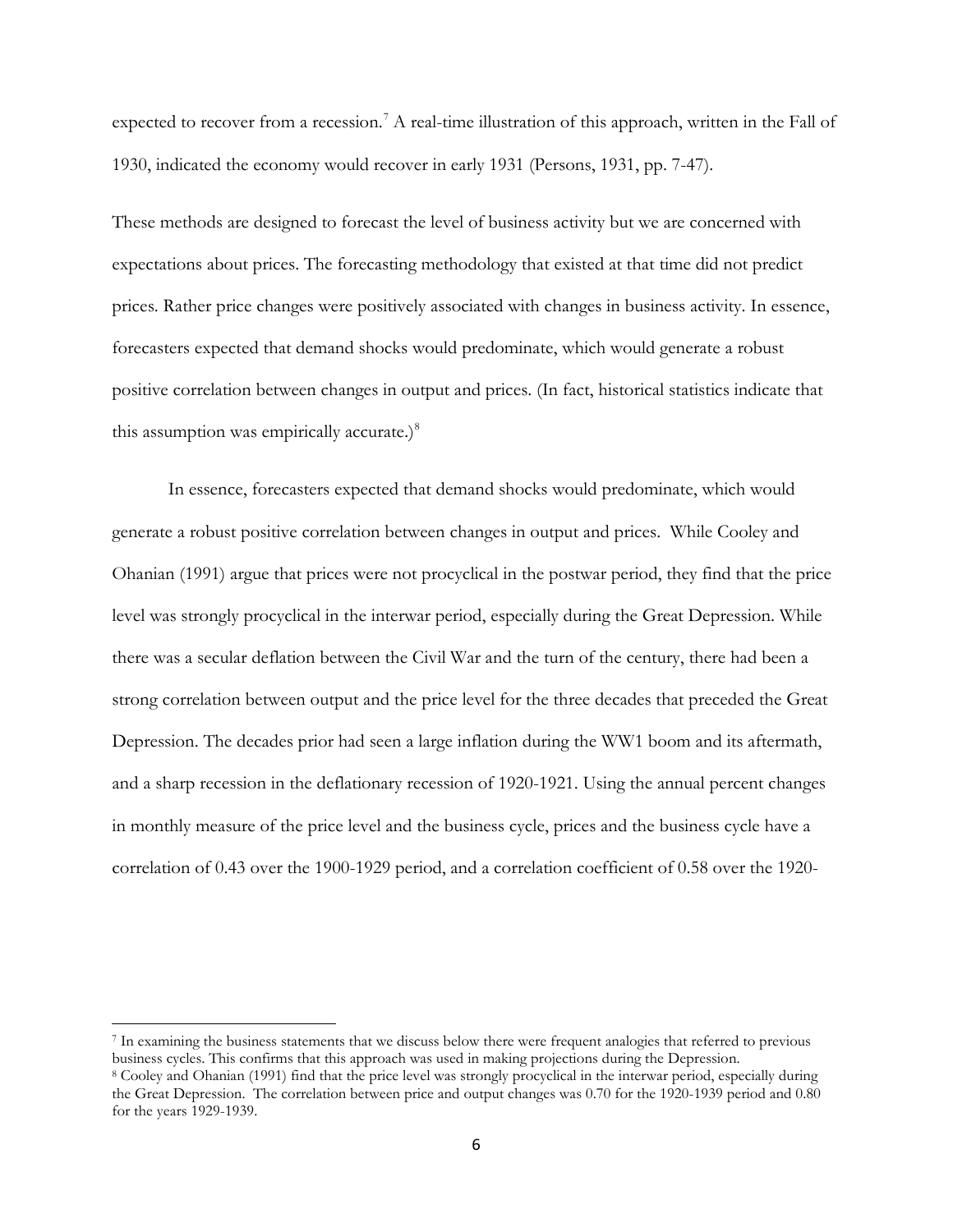expected to recover from a recession.[7] A real-time illustration of this approach, written in the Fall of 1930, indicated the economy would recover in early 1931 (Persons, 1931, pp. 7-47).

These methods are designed to forecast the level of business activity but we are concerned with expectations about prices. The forecasting methodology that existed at that time did not predict prices. Rather price changes were positively associated with changes in business activity. In essence, forecasters expected that demand shocks would predominate, which would generate a robust positive correlation between changes in output and prices. (In fact, historical statistics indicate that this assumption was empirically accurate.)[8]

In essence, forecasters expected that demand shocks would predominate, which would generate a robust positive correlation between changes in output and prices. While Cooley and Ohanian (1991) argue that prices were not procyclical in the postwar period, they find that the price level was strongly procyclical in the interwar period, especially during the Great Depression. While there was a secular deflation between the Civil War and the turn of the century, there had been a strong correlation between output and the price level for the three decades that preceded the Great Depression. The decades prior had seen a large inflation during the WW1 boom and its aftermath, and a sharp recession in the deflationary recession of 1920-1921. Using the annual percent changes in monthly measure of the price level and the business cycle, prices and the business cycle have a correlation of 0.43 over the 1900-1929 period, and a correlation coefficient of 0.58 over the 1920-

[7] In examining the business statements that we discuss below there were frequent analogies that referred to previous business cycles. This confirms that this approach was used in making projections during the Depression.

[8] Cooley and Ohanian (1991) find that the price level was strongly procyclical in the interwar period, especially during the Great Depression. The correlation between price and output changes was 0.70 for the 1920-1939 period and 0.80 for the years 1929-1939.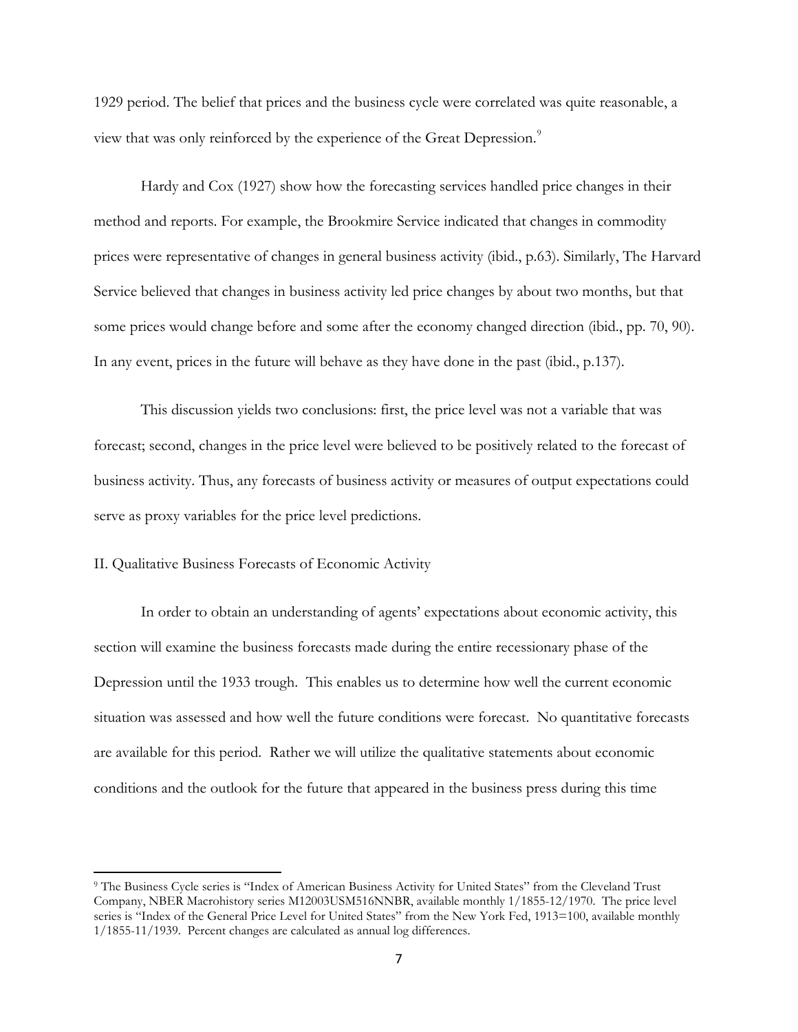1929 period. The belief that prices and the business cycle were correlated was quite reasonable, a view that was only reinforced by the experience of the Great Depression.[9]

Hardy and Cox (1927) show how the forecasting services handled price changes in their method and reports. For example, the Brookmire Service indicated that changes in commodity prices were representative of changes in general business activity (ibid., p.63). Similarly, The Harvard Service believed that changes in business activity led price changes by about two months, but that some prices would change before and some after the economy changed direction (ibid., pp. 70, 90). In any event, prices in the future will behave as they have done in the past (ibid., p.137).

This discussion yields two conclusions: first, the price level was not a variable that was forecast; second, changes in the price level were believed to be positively related to the forecast of business activity. Thus, any forecasts of business activity or measures of output expectations could serve as proxy variables for the price level predictions.

## II. Qualitative Business Forecasts of Economic Activity

In order to obtain an understanding of agents' expectations about economic activity, this section will examine the business forecasts made during the entire recessionary phase of the Depression until the 1933 trough. This enables us to determine how well the current economic situation was assessed and how well the future conditions were forecast. No quantitative forecasts are available for this period. Rather we will utilize the qualitative statements about economic conditions and the outlook for the future that appeared in the business press during this time

---

[9] The Business Cycle series is "Index of American Business Activity for United States" from the Cleveland Trust Company, NBER Macrohistory series M12003USM516NNBR, available monthly 1/1855-12/1970. The price level series is "Index of the General Price Level for United States" from the New York Fed, 1913=100, available monthly 1/1855-11/1939. Percent changes are calculated as annual log differences.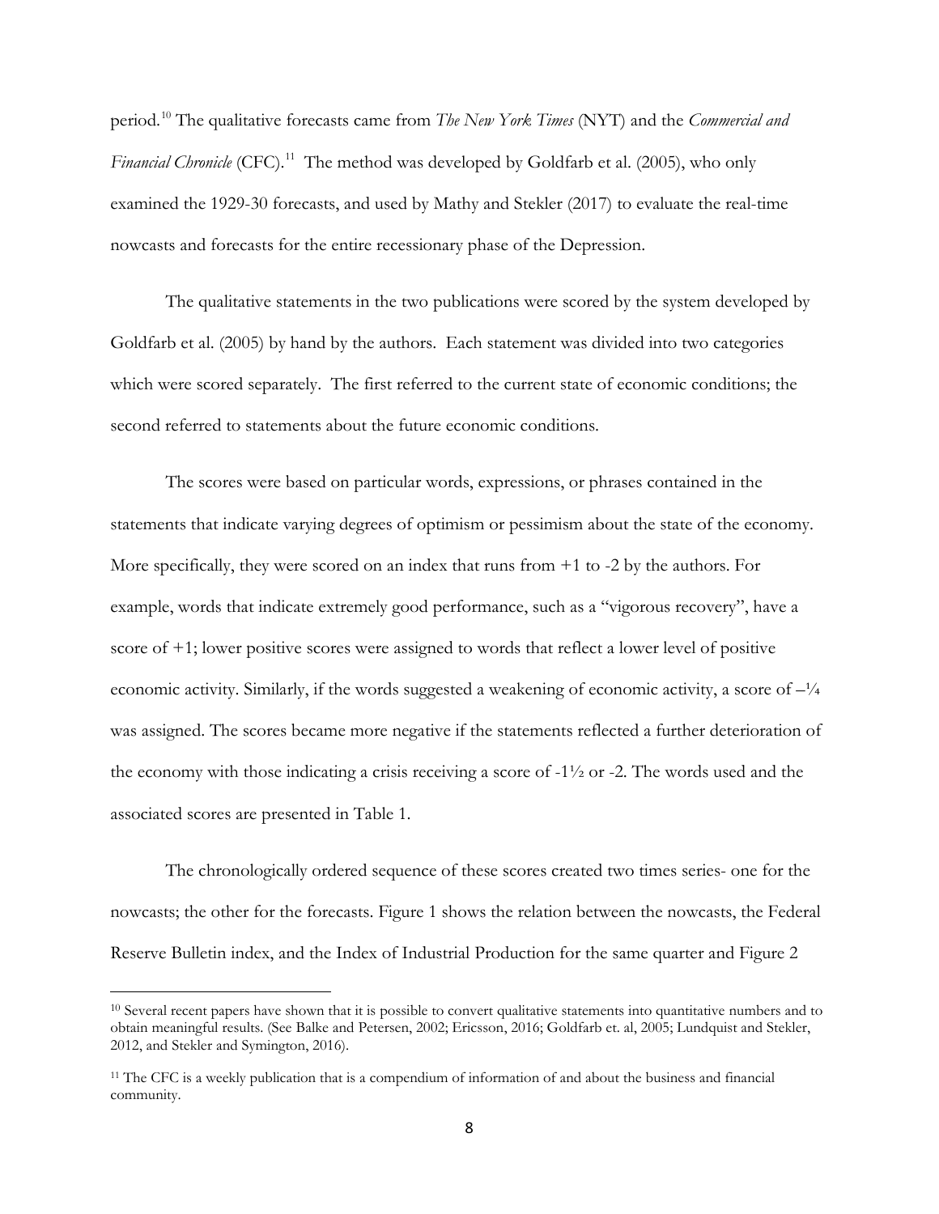period.[10] The qualitative forecasts came from *The New York Times* (NYT) and the *Commercial and Financial Chronicle* (CFC).[11] The method was developed by Goldfarb et al. (2005), who only examined the 1929-30 forecasts, and used by Mathy and Stekler (2017) to evaluate the real-time nowcasts and forecasts for the entire recessionary phase of the Depression.

The qualitative statements in the two publications were scored by the system developed by Goldfarb et al. (2005) by hand by the authors. Each statement was divided into two categories which were scored separately. The first referred to the current state of economic conditions; the second referred to statements about the future economic conditions.

The scores were based on particular words, expressions, or phrases contained in the statements that indicate varying degrees of optimism or pessimism about the state of the economy. More specifically, they were scored on an index that runs from +1 to -2 by the authors. For example, words that indicate extremely good performance, such as a "vigorous recovery", have a score of +1; lower positive scores were assigned to words that reflect a lower level of positive economic activity. Similarly, if the words suggested a weakening of economic activity, a score of –¼ was assigned. The scores became more negative if the statements reflected a further deterioration of the economy with those indicating a crisis receiving a score of -1½ or -2. The words used and the associated scores are presented in Table 1.

The chronologically ordered sequence of these scores created two times series- one for the nowcasts; the other for the forecasts. Figure 1 shows the relation between the nowcasts, the Federal Reserve Bulletin index, and the Index of Industrial Production for the same quarter and Figure 2

---

[10] Several recent papers have shown that it is possible to convert qualitative statements into quantitative numbers and to obtain meaningful results. (See Balke and Petersen, 2002; Ericsson, 2016; Goldfarb et. al, 2005; Lundquist and Stekler, 2012, and Stekler and Symington, 2016).

[11] The CFC is a weekly publication that is a compendium of information of and about the business and financial community.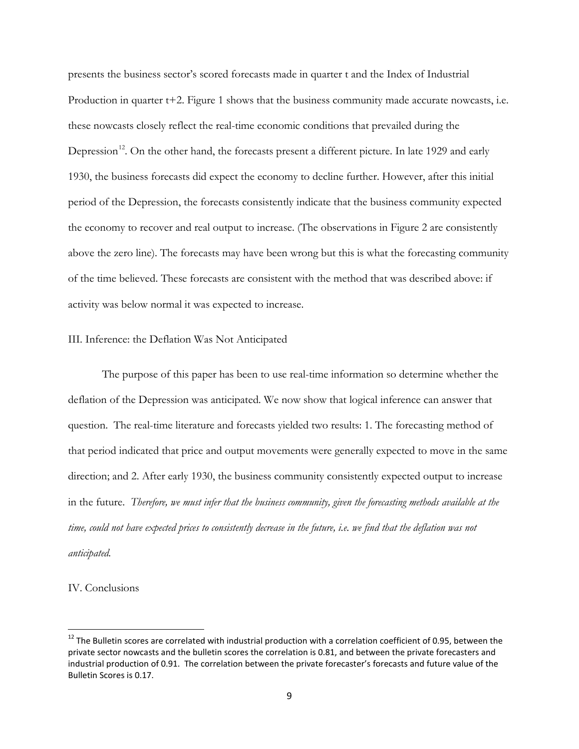presents the business sector's scored forecasts made in quarter t and the Index of Industrial Production in quarter t+2. Figure 1 shows that the business community made accurate nowcasts, i.e. these nowcasts closely reflect the real-time economic conditions that prevailed during the Depression[12]. On the other hand, the forecasts present a different picture. In late 1929 and early 1930, the business forecasts did expect the economy to decline further. However, after this initial period of the Depression, the forecasts consistently indicate that the business community expected the economy to recover and real output to increase. (The observations in Figure 2 are consistently above the zero line). The forecasts may have been wrong but this is what the forecasting community of the time believed. These forecasts are consistent with the method that was described above: if activity was below normal it was expected to increase.

## III. Inference: the Deflation Was Not Anticipated

The purpose of this paper has been to use real-time information so determine whether the deflation of the Depression was anticipated. We now show that logical inference can answer that question. The real-time literature and forecasts yielded two results: 1. The forecasting method of that period indicated that price and output movements were generally expected to move in the same direction; and 2. After early 1930, the business community consistently expected output to increase in the future. *Therefore, we must infer that the business community, given the forecasting methods available at the time, could not have expected prices to consistently decrease in the future, i.e. we find that the deflation was not anticipated.*

## IV. Conclusions

---

[12] The Bulletin scores are correlated with industrial production with a correlation coefficient of 0.95, between the private sector nowcasts and the bulletin scores the correlation is 0.81, and between the private forecasters and industrial production of 0.91. The correlation between the private forecaster's forecasts and future value of the Bulletin Scores is 0.17.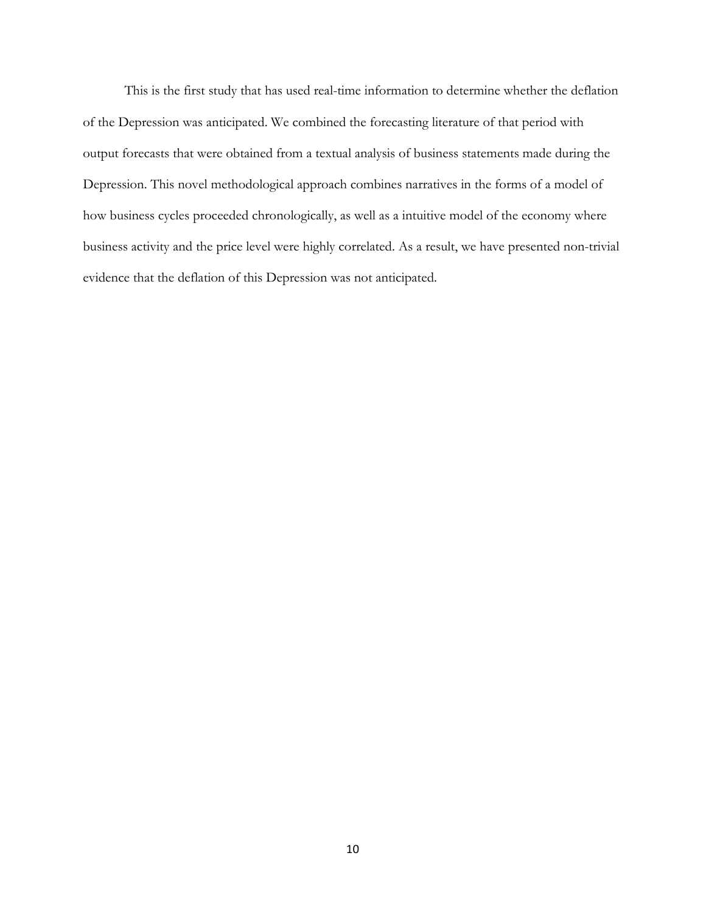This is the first study that has used real-time information to determine whether the deflation of the Depression was anticipated. We combined the forecasting literature of that period with output forecasts that were obtained from a textual analysis of business statements made during the Depression. This novel methodological approach combines narratives in the forms of a model of how business cycles proceeded chronologically, as well as a intuitive model of the economy where business activity and the price level were highly correlated. As a result, we have presented non-trivial evidence that the deflation of this Depression was not anticipated.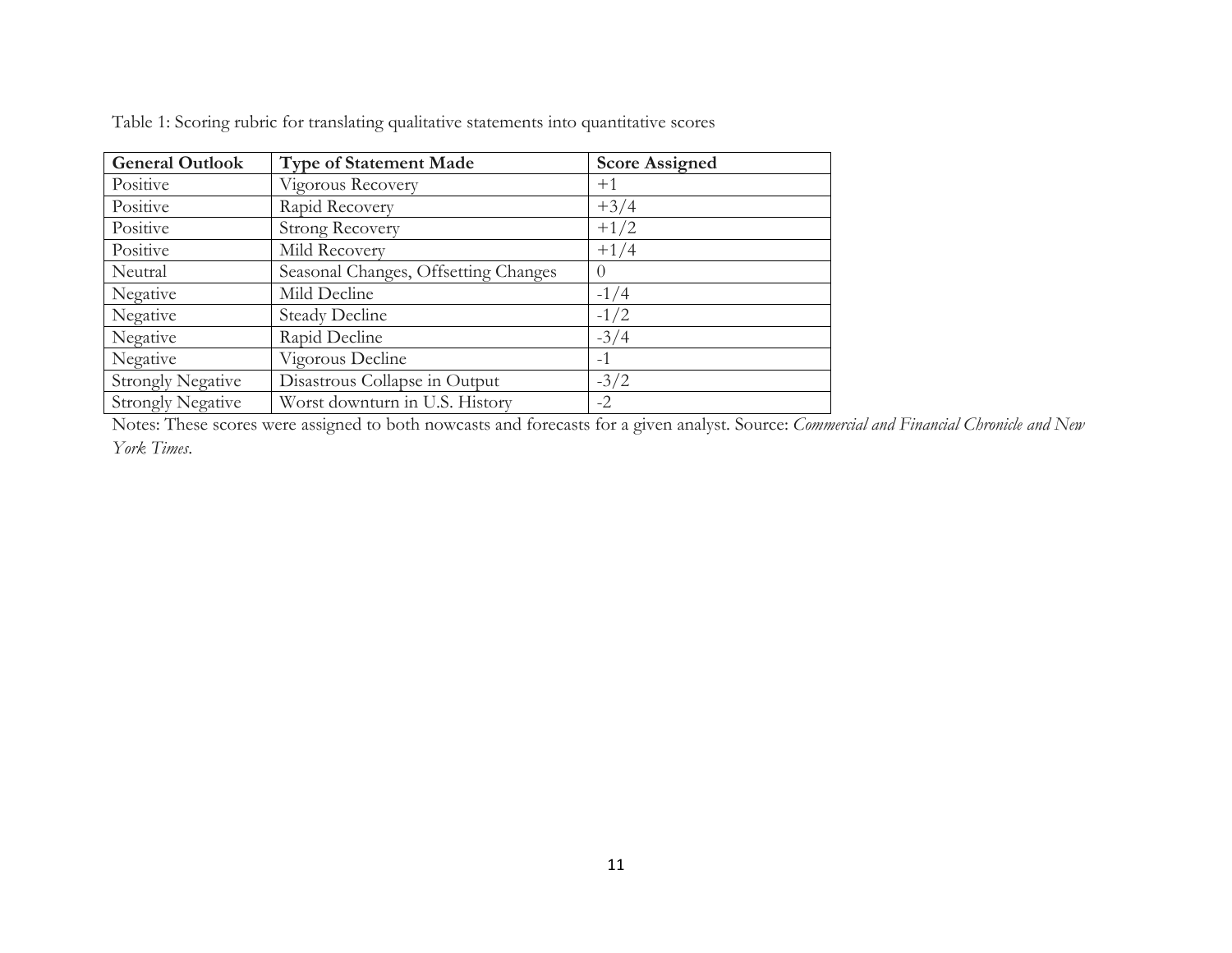Table 1: Scoring rubric for translating qualitative statements into quantitative scores

| General Outlook | Type of Statement Made | Score Assigned |
|---|---|---|
| Positive | Vigorous Recovery | +1 |
| Positive | Rapid Recovery | +3/4 |
| Positive | Strong Recovery | +1/2 |
| Positive | Mild Recovery | +1/4 |
| Neutral | Seasonal Changes, Offsetting Changes | 0 |
| Negative | Mild Decline | -1/4 |
| Negative | Steady Decline | -1/2 |
| Negative | Rapid Decline | -3/4 |
| Negative | Vigorous Decline | -1 |
| Strongly Negative | Disastrous Collapse in Output | -3/2 |
| Strongly Negative | Worst downturn in U.S. History | -2 |

Notes: These scores were assigned to both nowcasts and forecasts for a given analyst. Source: *Commercial and Financial Chronicle and New York Times*.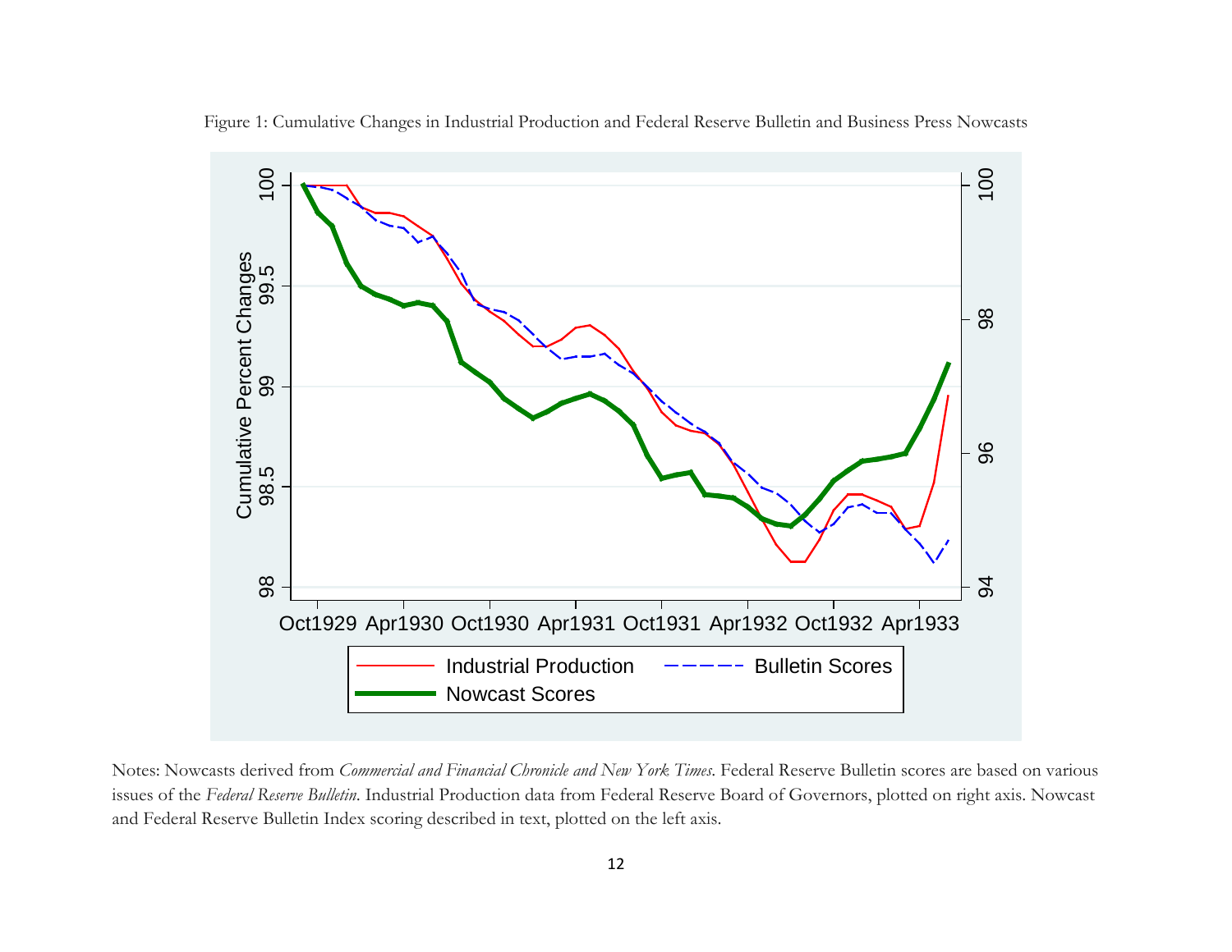Figure 1: Cumulative Changes in Industrial Production and Federal Reserve Bulletin and Business Press Nowcasts

Notes: Nowcasts derived from *Commercial and Financial Chronicle and New York Times*. Federal Reserve Bulletin scores are based on various issues of the *Federal Reserve Bulletin*. Industrial Production data from Federal Reserve Board of Governors, plotted on right axis. Nowcast and Federal Reserve Bulletin Index scoring described in text, plotted on the left axis.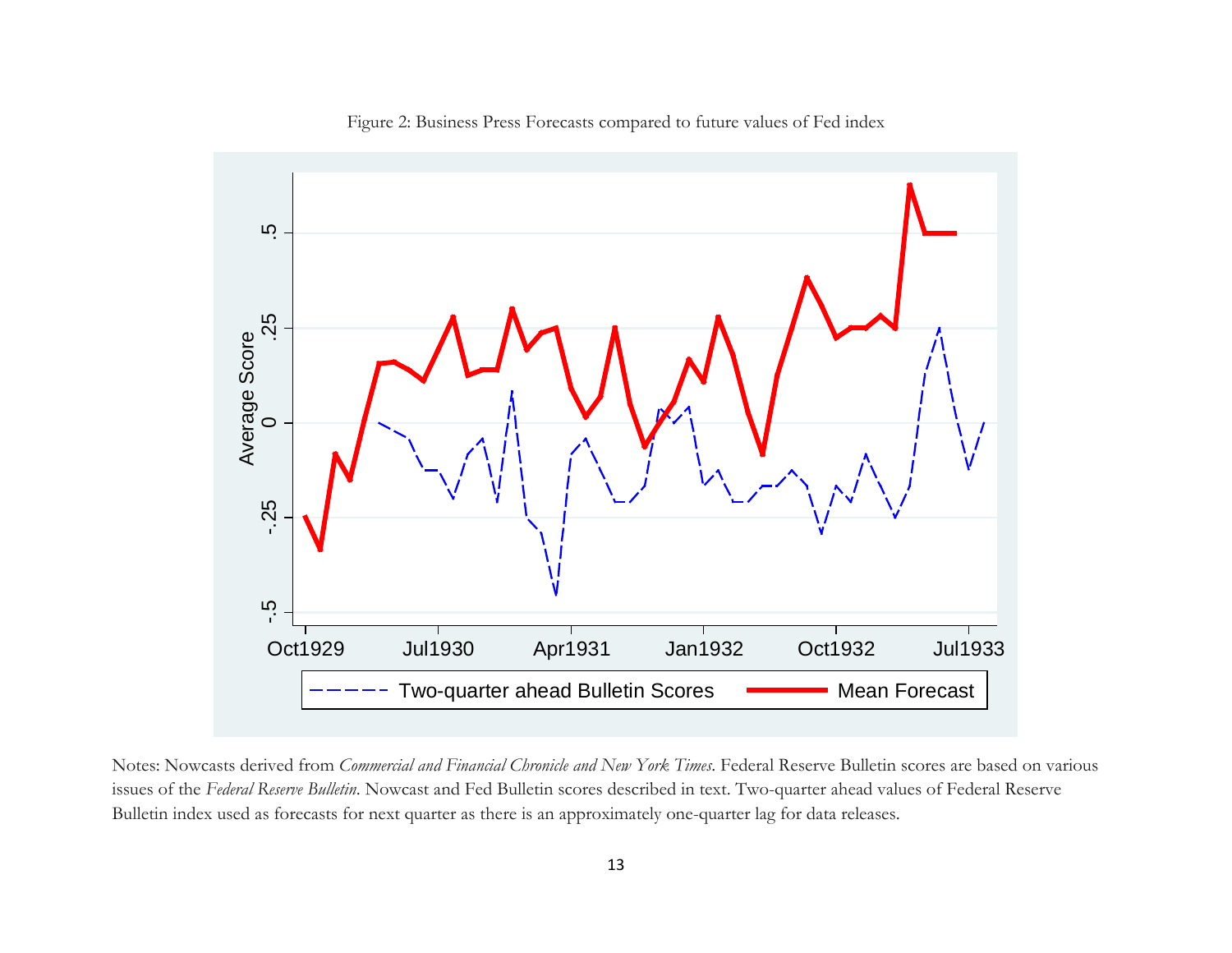Figure 2: Business Press Forecasts compared to future values of Fed index

Notes: Nowcasts derived from *Commercial and Financial Chronicle and New York Times*. Federal Reserve Bulletin scores are based on various issues of the *Federal Reserve Bulletin*. Nowcast and Fed Bulletin scores described in text. Two-quarter ahead values of Federal Reserve Bulletin index used as forecasts for next quarter as there is an approximately one-quarter lag for data releases.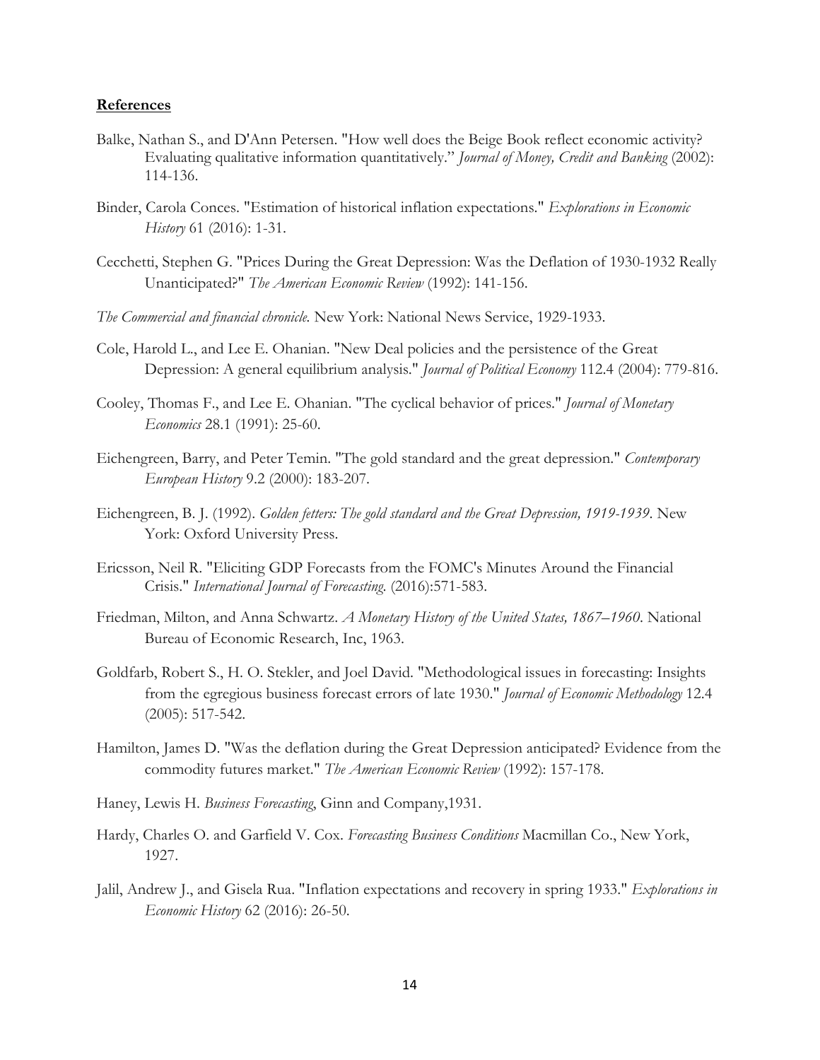## **References**

Balke, Nathan S., and D'Ann Petersen. "How well does the Beige Book reflect economic activity? Evaluating qualitative information quantitatively." *Journal of Money, Credit and Banking* (2002): 114-136.

Binder, Carola Conces. "Estimation of historical inflation expectations." *Explorations in Economic History* 61 (2016): 1-31.

Cecchetti, Stephen G. "Prices During the Great Depression: Was the Deflation of 1930-1932 Really Unanticipated?" *The American Economic Review* (1992): 141-156.

*The Commercial and financial chronicle.* New York: National News Service, 1929-1933.

Cole, Harold L., and Lee E. Ohanian. "New Deal policies and the persistence of the Great Depression: A general equilibrium analysis." *Journal of Political Economy* 112.4 (2004): 779-816.

Cooley, Thomas F., and Lee E. Ohanian. "The cyclical behavior of prices." *Journal of Monetary Economics* 28.1 (1991): 25-60.

Eichengreen, Barry, and Peter Temin. "The gold standard and the great depression." *Contemporary European History* 9.2 (2000): 183-207.

Eichengreen, B. J. (1992). *Golden fetters: The gold standard and the Great Depression, 1919-1939*. New York: Oxford University Press.

Ericsson, Neil R. "Eliciting GDP Forecasts from the FOMC's Minutes Around the Financial Crisis." *International Journal of Forecasting.* (2016):571-583.

Friedman, Milton, and Anna Schwartz. *A Monetary History of the United States, 1867–1960*. National Bureau of Economic Research, Inc, 1963.

Goldfarb, Robert S., H. O. Stekler, and Joel David. "Methodological issues in forecasting: Insights from the egregious business forecast errors of late 1930." *Journal of Economic Methodology* 12.4 (2005): 517-542.

Hamilton, James D. "Was the deflation during the Great Depression anticipated? Evidence from the commodity futures market." *The American Economic Review* (1992): 157-178.

Haney, Lewis H. *Business Forecasting*, Ginn and Company,1931.

Hardy, Charles O. and Garfield V. Cox. *Forecasting Business Conditions* Macmillan Co., New York, 1927.

Jalil, Andrew J., and Gisela Rua. "Inflation expectations and recovery in spring 1933." *Explorations in Economic History* 62 (2016): 26-50.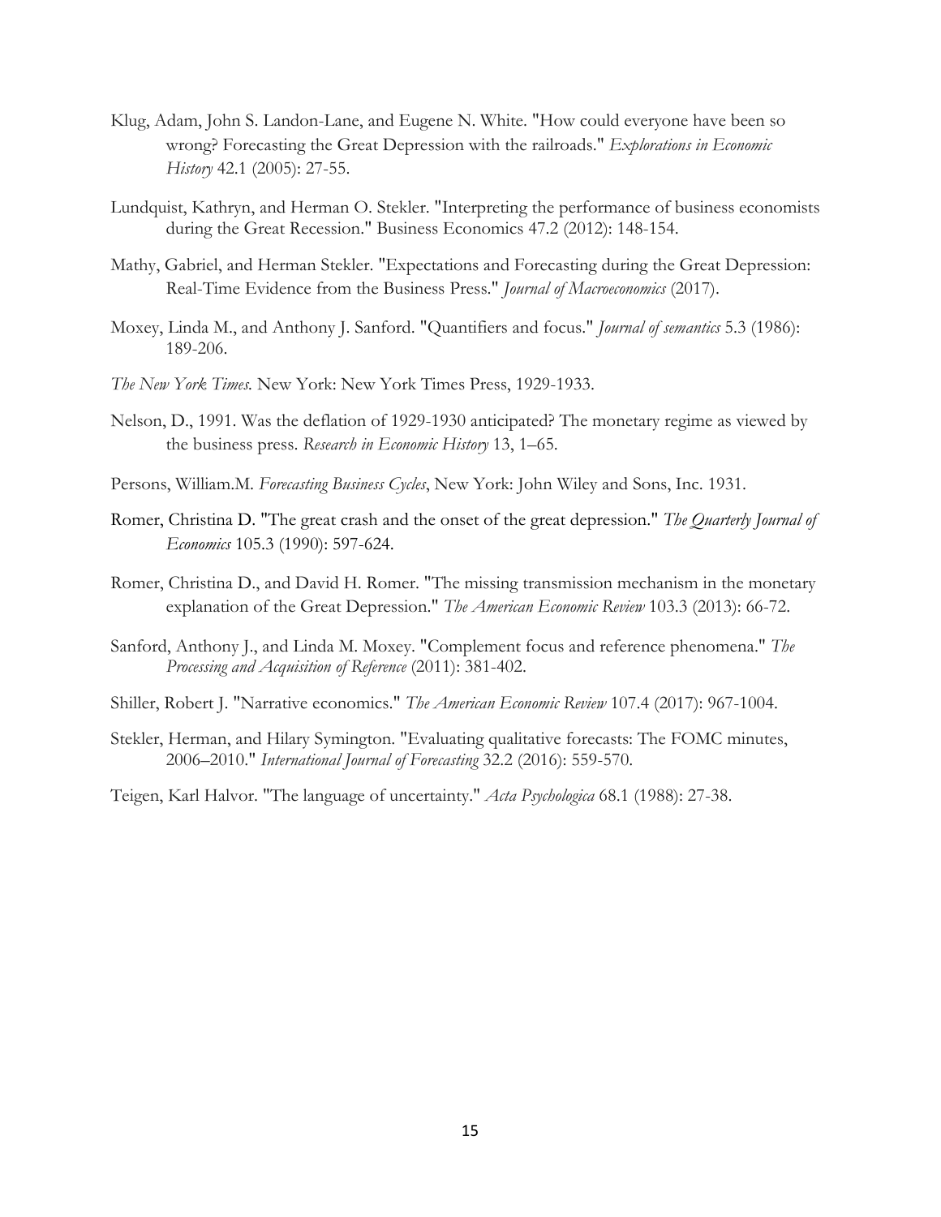Klug, Adam, John S. Landon-Lane, and Eugene N. White. "How could everyone have been so wrong? Forecasting the Great Depression with the railroads." *Explorations in Economic History* 42.1 (2005): 27-55.

Lundquist, Kathryn, and Herman O. Stekler. "Interpreting the performance of business economists during the Great Recession." Business Economics 47.2 (2012): 148-154.

Mathy, Gabriel, and Herman Stekler. "Expectations and Forecasting during the Great Depression: Real-Time Evidence from the Business Press." *Journal of Macroeconomics* (2017).

Moxey, Linda M., and Anthony J. Sanford. "Quantifiers and focus." *Journal of semantics* 5.3 (1986): 189-206.

*The New York Times.* New York: New York Times Press, 1929-1933.

Nelson, D., 1991. Was the deflation of 1929-1930 anticipated? The monetary regime as viewed by the business press. *Research in Economic History* 13, 1–65.

Persons, William.M. *Forecasting Business Cycles*, New York: John Wiley and Sons, Inc. 1931.

Romer, Christina D. "The great crash and the onset of the great depression." *The Quarterly Journal of Economics* 105.3 (1990): 597-624.

Romer, Christina D., and David H. Romer. "The missing transmission mechanism in the monetary explanation of the Great Depression." *The American Economic Review* 103.3 (2013): 66-72.

Sanford, Anthony J., and Linda M. Moxey. "Complement focus and reference phenomena." *The Processing and Acquisition of Reference* (2011): 381-402.

Shiller, Robert J. "Narrative economics." *The American Economic Review* 107.4 (2017): 967-1004.

Stekler, Herman, and Hilary Symington. "Evaluating qualitative forecasts: The FOMC minutes, 2006–2010." *International Journal of Forecasting* 32.2 (2016): 559-570.

Teigen, Karl Halvor. "The language of uncertainty." *Acta Psychologica* 68.1 (1988): 27-38.